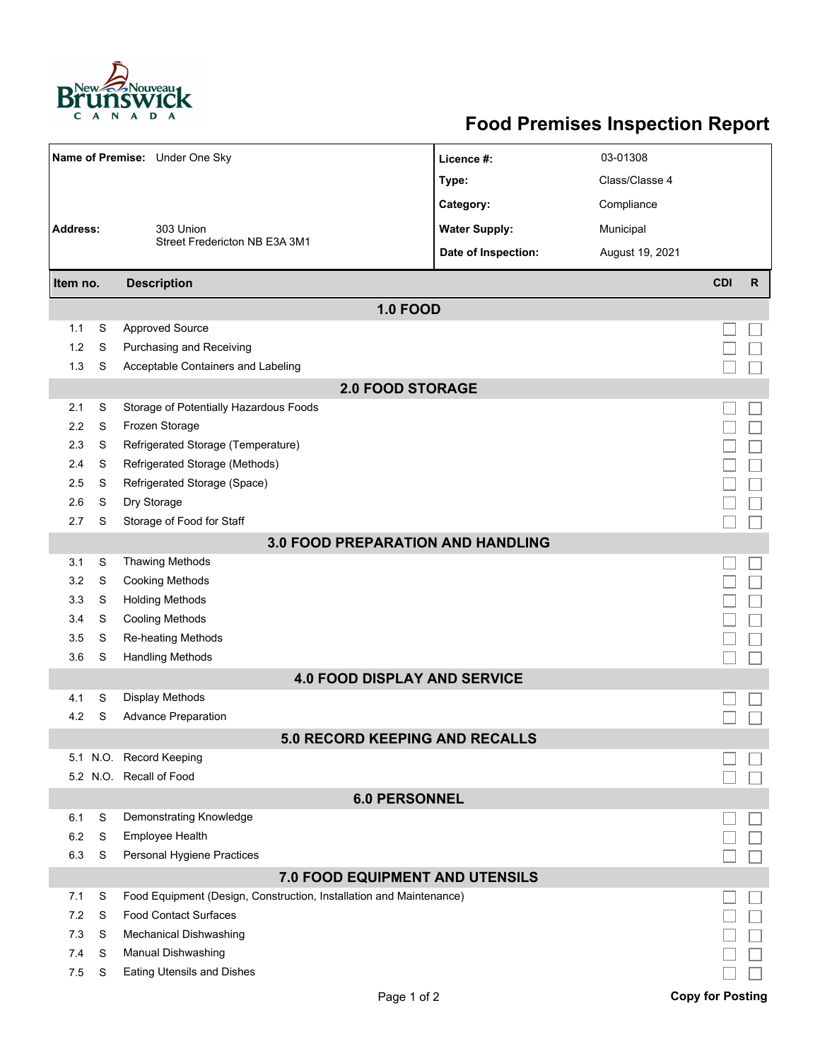# Food Premises Inspection Report

| | | | |
|---|---|---|---|
| **Name of Premise:** | Under One Sky | **Licence #:** | 03-01308 |
| | | **Type:** | Class/Classe 4 |
| | | **Category:** | Compliance |
| **Address:** | 303 Union Street Fredericton NB E3A 3M1 | **Water Supply:** | Municipal |
| | | **Date of Inspection:** | August 19, 2021 |

| Item no. | | Description | CDI | R |
|---|---|---|---|---|
| | | **1.0 FOOD** | | |
| 1.1 | S | Approved Source | ☐ | ☐ |
| 1.2 | S | Purchasing and Receiving | ☐ | ☐ |
| 1.3 | S | Acceptable Containers and Labeling | ☐ | ☐ |
| | | **2.0 FOOD STORAGE** | | |
| 2.1 | S | Storage of Potentially Hazardous Foods | ☐ | ☐ |
| 2.2 | S | Frozen Storage | ☐ | ☐ |
| 2.3 | S | Refrigerated Storage (Temperature) | ☐ | ☐ |
| 2.4 | S | Refrigerated Storage (Methods) | ☐ | ☐ |
| 2.5 | S | Refrigerated Storage (Space) | ☐ | ☐ |
| 2.6 | S | Dry Storage | ☐ | ☐ |
| 2.7 | S | Storage of Food for Staff | ☐ | ☐ |
| | | **3.0 FOOD PREPARATION AND HANDLING** | | |
| 3.1 | S | Thawing Methods | ☐ | ☐ |
| 3.2 | S | Cooking Methods | ☐ | ☐ |
| 3.3 | S | Holding Methods | ☐ | ☐ |
| 3.4 | S | Cooling Methods | ☐ | ☐ |
| 3.5 | S | Re-heating Methods | ☐ | ☐ |
| 3.6 | S | Handling Methods | ☐ | ☐ |
| | | **4.0 FOOD DISPLAY AND SERVICE** | | |
| 4.1 | S | Display Methods | ☐ | ☐ |
| 4.2 | S | Advance Preparation | ☐ | ☐ |
| | | **5.0 RECORD KEEPING AND RECALLS** | | |
| 5.1 | N.O. | Record Keeping | ☐ | ☐ |
| 5.2 | N.O. | Recall of Food | ☐ | ☐ |
| | | **6.0 PERSONNEL** | | |
| 6.1 | S | Demonstrating Knowledge | ☐ | ☐ |
| 6.2 | S | Employee Health | ☐ | ☐ |
| 6.3 | S | Personal Hygiene Practices | ☐ | ☐ |
| | | **7.0 FOOD EQUIPMENT AND UTENSILS** | | |
| 7.1 | S | Food Equipment (Design, Construction, Installation and Maintenance) | ☐ | ☐ |
| 7.2 | S | Food Contact Surfaces | ☐ | ☐ |
| 7.3 | S | Mechanical Dishwashing | ☐ | ☐ |
| 7.4 | S | Manual Dishwashing | ☐ | ☐ |
| 7.5 | S | Eating Utensils and Dishes | ☐ | ☐ |

**Copy for Posting**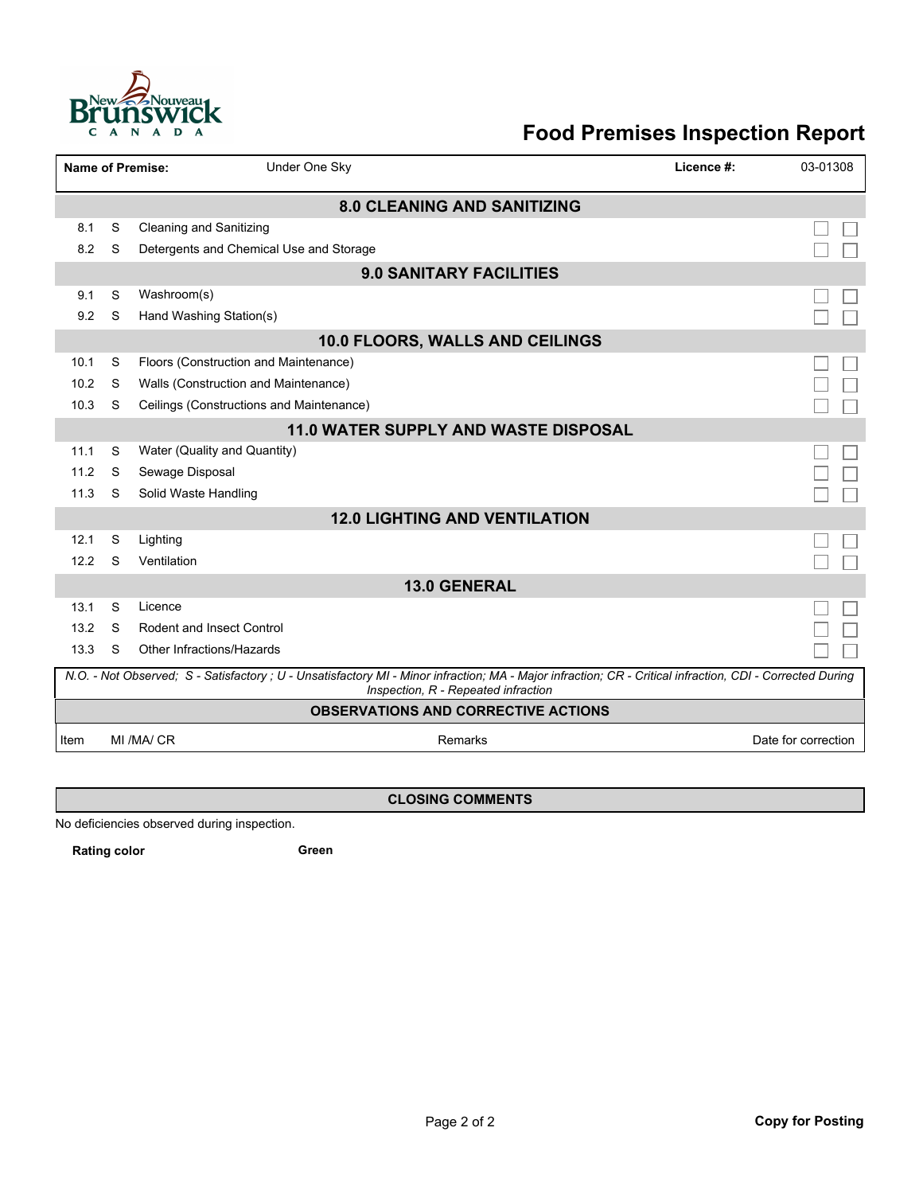# Food Premises Inspection Report

| Name of Premise: | Under One Sky | Licence #: | 03-01308 |
|---|---|---|---|

## 8.0 CLEANING AND SANITIZING

| | | | | |
|---|---|---|---|---|
| 8.1 | S | Cleaning and Sanitizing | ☐ | ☐ |
| 8.2 | S | Detergents and Chemical Use and Storage | ☐ | ☐ |

## 9.0 SANITARY FACILITIES

| | | | | |
|---|---|---|---|---|
| 9.1 | S | Washroom(s) | ☐ | ☐ |
| 9.2 | S | Hand Washing Station(s) | ☐ | ☐ |

## 10.0 FLOORS, WALLS AND CEILINGS

| | | | | |
|---|---|---|---|---|
| 10.1 | S | Floors (Construction and Maintenance) | ☐ | ☐ |
| 10.2 | S | Walls (Construction and Maintenance) | ☐ | ☐ |
| 10.3 | S | Ceilings (Constructions and Maintenance) | ☐ | ☐ |

## 11.0 WATER SUPPLY AND WASTE DISPOSAL

| | | | | |
|---|---|---|---|---|
| 11.1 | S | Water (Quality and Quantity) | ☐ | ☐ |
| 11.2 | S | Sewage Disposal | ☐ | ☐ |
| 11.3 | S | Solid Waste Handling | ☐ | ☐ |

## 12.0 LIGHTING AND VENTILATION

| | | | | |
|---|---|---|---|---|
| 12.1 | S | Lighting | ☐ | ☐ |
| 12.2 | S | Ventilation | ☐ | ☐ |

## 13.0 GENERAL

| | | | | |
|---|---|---|---|---|
| 13.1 | S | Licence | ☐ | ☐ |
| 13.2 | S | Rodent and Insect Control | ☐ | ☐ |
| 13.3 | S | Other Infractions/Hazards | ☐ | ☐ |

*N.O. - Not Observed; S - Satisfactory ; U - Unsatisfactory MI - Minor infraction; MA - Major infraction; CR - Critical infraction, CDI - Corrected During Inspection, R - Repeated infraction*

## OBSERVATIONS AND CORRECTIVE ACTIONS

| Item | MI /MA/ CR | Remarks | Date for correction |
|---|---|---|---|

## CLOSING COMMENTS

No deficiencies observed during inspection.

**Rating color** **Green**

**Copy for Posting**